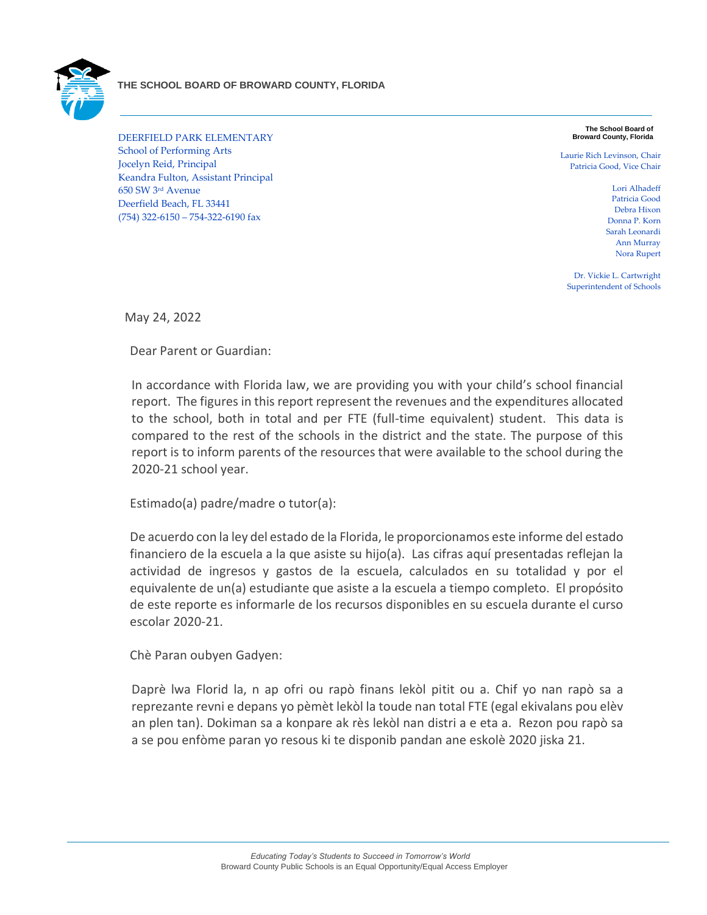**THE SCHOOL BOARD OF BROWARD COUNTY, FLORIDA**

DEERFIELD PARK ELEMENTARY
School of Performing Arts
Jocelyn Reid, Principal
Keandra Fulton, Assistant Principal
650 SW 3rd Avenue
Deerfield Beach, FL 33441
(754) 322-6150 – 754-322-6190 fax

**The School Board of Broward County, Florida**

Laurie Rich Levinson, Chair
Patricia Good, Vice Chair

Lori Alhadeff
Patricia Good
Debra Hixon
Donna P. Korn
Sarah Leonardi
Ann Murray
Nora Rupert

Dr. Vickie L. Cartwright
Superintendent of Schools

May 24, 2022

Dear Parent or Guardian:

In accordance with Florida law, we are providing you with your child's school financial report. The figures in this report represent the revenues and the expenditures allocated to the school, both in total and per FTE (full-time equivalent) student. This data is compared to the rest of the schools in the district and the state. The purpose of this report is to inform parents of the resources that were available to the school during the 2020-21 school year.

Estimado(a) padre/madre o tutor(a):

De acuerdo con la ley del estado de la Florida, le proporcionamos este informe del estado financiero de la escuela a la que asiste su hijo(a). Las cifras aquí presentadas reflejan la actividad de ingresos y gastos de la escuela, calculados en su totalidad y por el equivalente de un(a) estudiante que asiste a la escuela a tiempo completo. El propósito de este reporte es informarle de los recursos disponibles en su escuela durante el curso escolar 2020-21.

Chè Paran oubyen Gadyen:

Daprè lwa Florid la, n ap ofri ou rapò finans lekòl pitit ou a. Chif yo nan rapò sa a reprezante revni e depans yo pèmèt lekòl la toude nan total FTE (egal ekivalans pou elèv an plen tan). Dokiman sa a konpare ak rès lekòl nan distri a e eta a. Rezon pou rapò sa a se pou enfòme paran yo resous ki te disponib pandan ane eskolè 2020 jiska 21.

*Educating Today's Students to Succeed in Tomorrow's World*
Broward County Public Schools is an Equal Opportunity/Equal Access Employer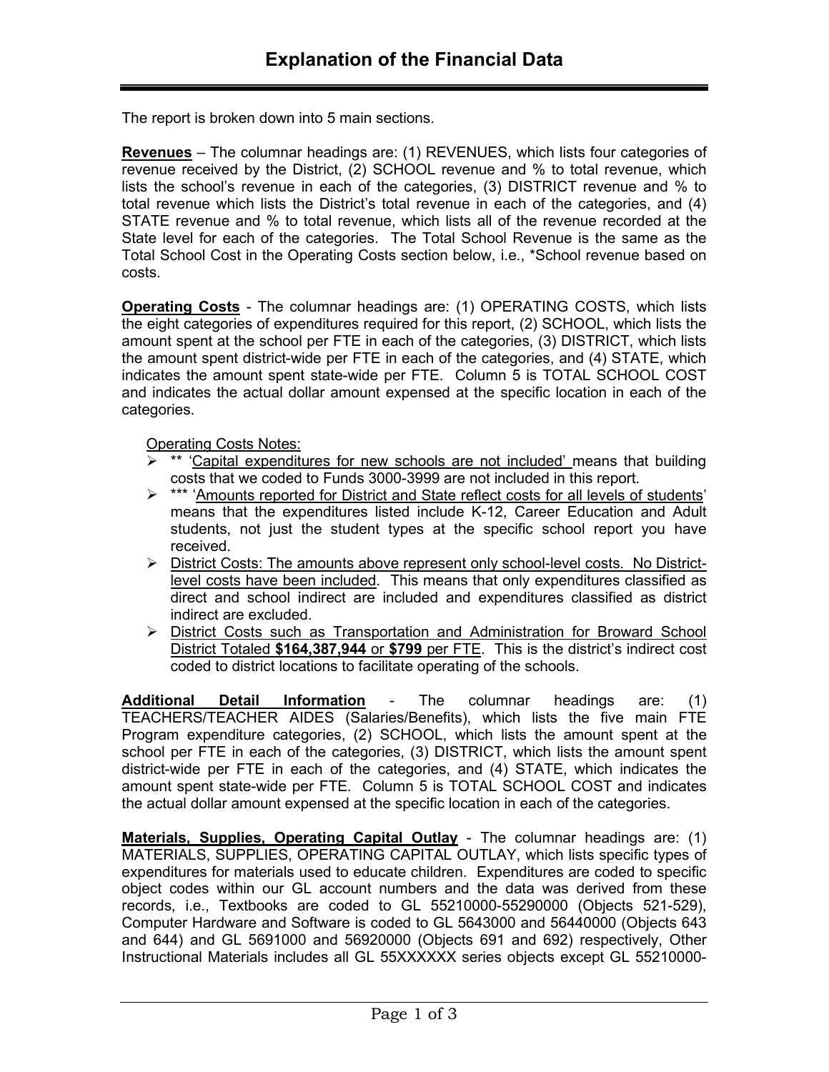# Explanation of the Financial Data

The report is broken down into 5 main sections.

**Revenues** – The columnar headings are: (1) REVENUES, which lists four categories of revenue received by the District, (2) SCHOOL revenue and % to total revenue, which lists the school's revenue in each of the categories, (3) DISTRICT revenue and % to total revenue which lists the District's total revenue in each of the categories, and (4) STATE revenue and % to total revenue, which lists all of the revenue recorded at the State level for each of the categories. The Total School Revenue is the same as the Total School Cost in the Operating Costs section below, i.e., *School revenue based on costs.

**Operating Costs** - The columnar headings are: (1) OPERATING COSTS, which lists the eight categories of expenditures required for this report, (2) SCHOOL, which lists the amount spent at the school per FTE in each of the categories, (3) DISTRICT, which lists the amount spent district-wide per FTE in each of the categories, and (4) STATE, which indicates the amount spent state-wide per FTE. Column 5 is TOTAL SCHOOL COST and indicates the actual dollar amount expensed at the specific location in each of the categories.

Operating Costs Notes:

- ** 'Capital expenditures for new schools are not included' means that building costs that we coded to Funds 3000-3999 are not included in this report.
- *** 'Amounts reported for District and State reflect costs for all levels of students' means that the expenditures listed include K-12, Career Education and Adult students, not just the student types at the specific school report you have received.
- District Costs: The amounts above represent only school-level costs. No District-level costs have been included. This means that only expenditures classified as direct and school indirect are included and expenditures classified as district indirect are excluded.
- District Costs such as Transportation and Administration for Broward School District Totaled **$164,387,944** or **$799** per FTE. This is the district's indirect cost coded to district locations to facilitate operating of the schools.

**Additional Detail Information** - The columnar headings are: (1) TEACHERS/TEACHER AIDES (Salaries/Benefits), which lists the five main FTE Program expenditure categories, (2) SCHOOL, which lists the amount spent at the school per FTE in each of the categories, (3) DISTRICT, which lists the amount spent district-wide per FTE in each of the categories, and (4) STATE, which indicates the amount spent state-wide per FTE. Column 5 is TOTAL SCHOOL COST and indicates the actual dollar amount expensed at the specific location in each of the categories.

**Materials, Supplies, Operating Capital Outlay** - The columnar headings are: (1) MATERIALS, SUPPLIES, OPERATING CAPITAL OUTLAY, which lists specific types of expenditures for materials used to educate children. Expenditures are coded to specific object codes within our GL account numbers and the data was derived from these records, i.e., Textbooks are coded to GL 55210000-55290000 (Objects 521-529), Computer Hardware and Software is coded to GL 5643000 and 56440000 (Objects 643 and 644) and GL 5691000 and 56920000 (Objects 691 and 692) respectively, Other Instructional Materials includes all GL 55XXXXXX series objects except GL 55210000-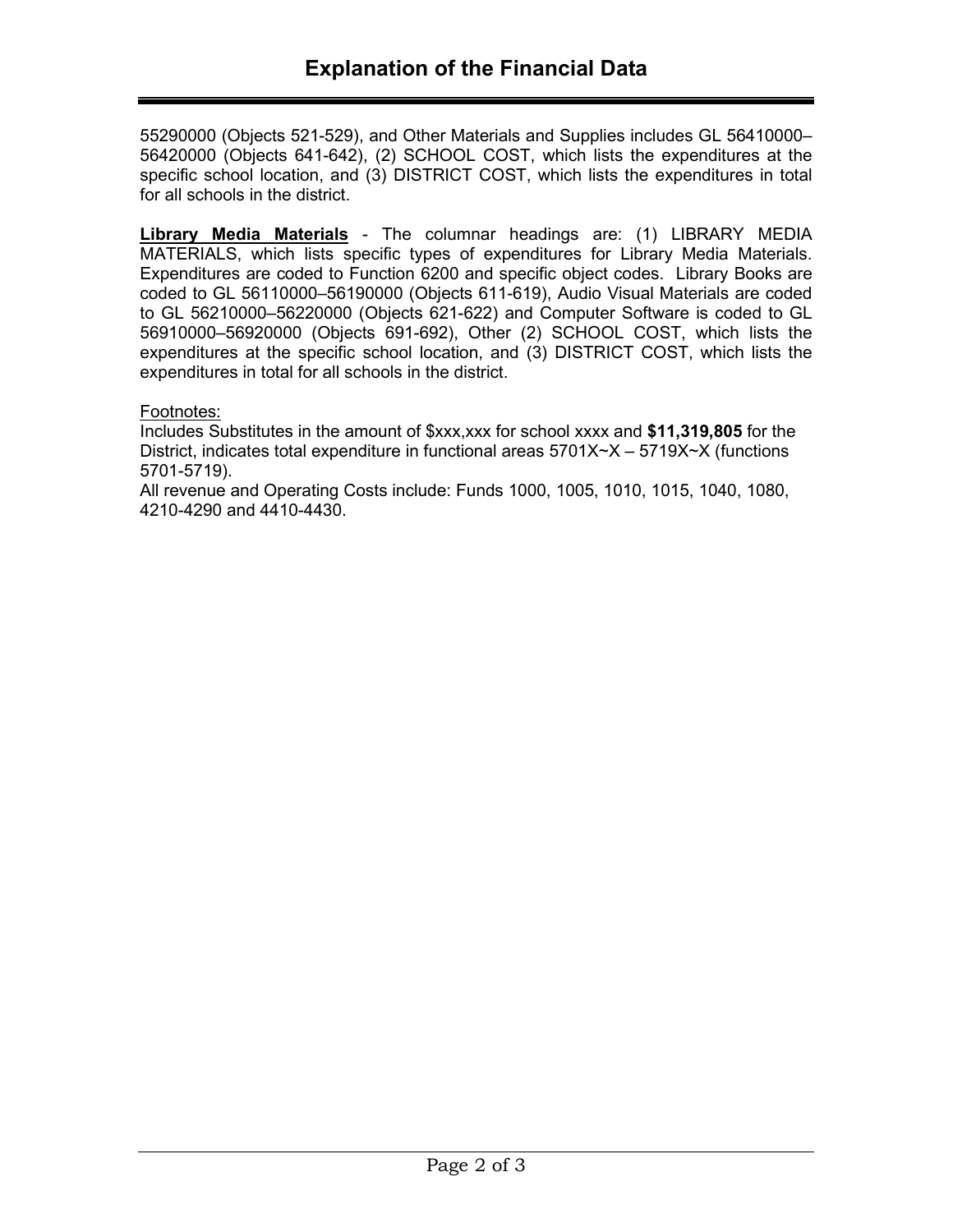# Explanation of the Financial Data

55290000 (Objects 521-529), and Other Materials and Supplies includes GL 56410000–56420000 (Objects 641-642), (2) SCHOOL COST, which lists the expenditures at the specific school location, and (3) DISTRICT COST, which lists the expenditures in total for all schools in the district.

**Library Media Materials** - The columnar headings are: (1) LIBRARY MEDIA MATERIALS, which lists specific types of expenditures for Library Media Materials. Expenditures are coded to Function 6200 and specific object codes. Library Books are coded to GL 56110000–56190000 (Objects 611-619), Audio Visual Materials are coded to GL 56210000–56220000 (Objects 621-622) and Computer Software is coded to GL 56910000–56920000 (Objects 691-692), Other (2) SCHOOL COST, which lists the expenditures at the specific school location, and (3) DISTRICT COST, which lists the expenditures in total for all schools in the district.

Footnotes:

Includes Substitutes in the amount of $xxx,xxx for school xxxx and **$11,319,805** for the District, indicates total expenditure in functional areas 5701X~X – 5719X~X (functions 5701-5719).

All revenue and Operating Costs include: Funds 1000, 1005, 1010, 1015, 1040, 1080, 4210-4290 and 4410-4430.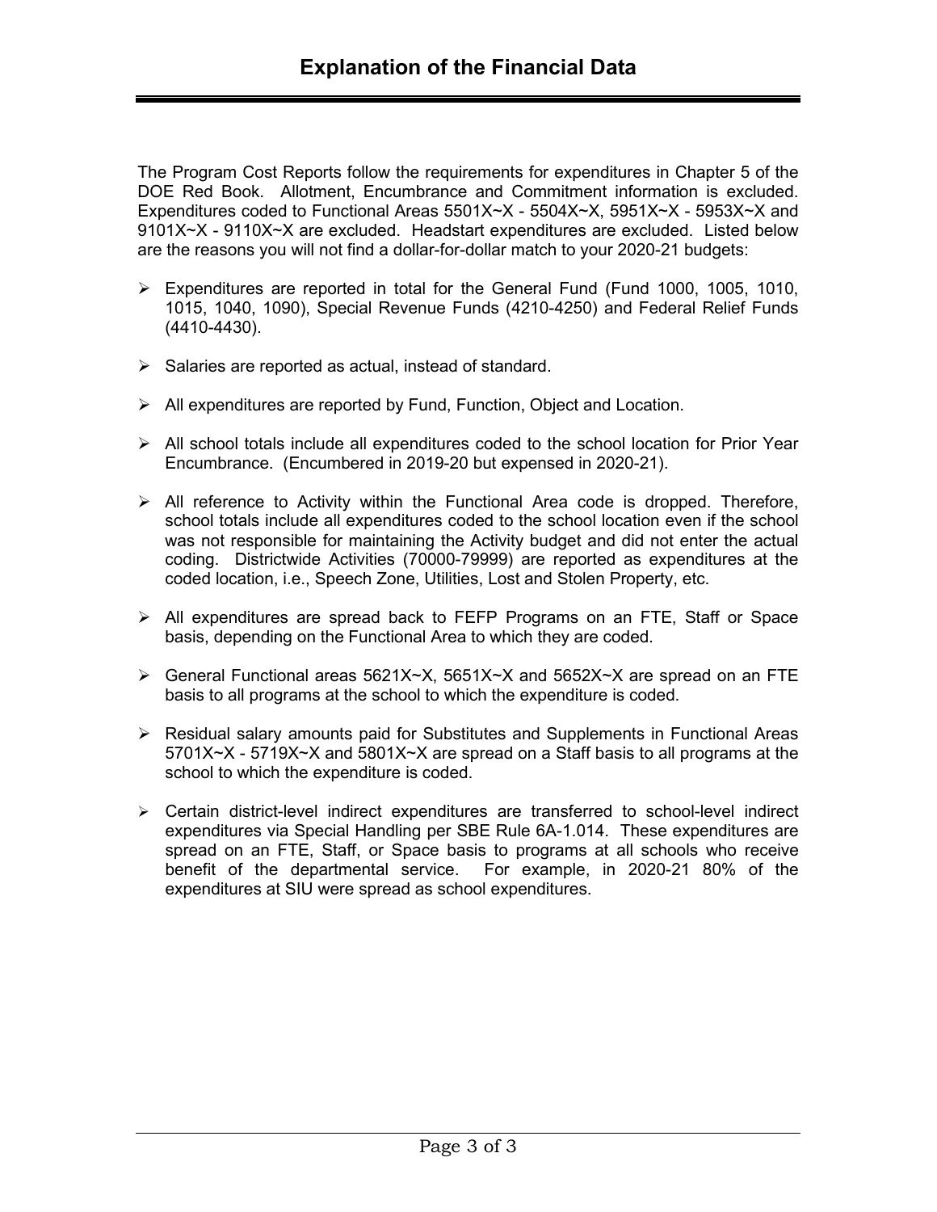# Explanation of the Financial Data

The Program Cost Reports follow the requirements for expenditures in Chapter 5 of the DOE Red Book. Allotment, Encumbrance and Commitment information is excluded. Expenditures coded to Functional Areas 5501X~X - 5504X~X, 5951X~X - 5953X~X and 9101X~X - 9110X~X are excluded. Headstart expenditures are excluded. Listed below are the reasons you will not find a dollar-for-dollar match to your 2020-21 budgets:

- Expenditures are reported in total for the General Fund (Fund 1000, 1005, 1010, 1015, 1040, 1090), Special Revenue Funds (4210-4250) and Federal Relief Funds (4410-4430).
- Salaries are reported as actual, instead of standard.
- All expenditures are reported by Fund, Function, Object and Location.
- All school totals include all expenditures coded to the school location for Prior Year Encumbrance. (Encumbered in 2019-20 but expensed in 2020-21).
- All reference to Activity within the Functional Area code is dropped. Therefore, school totals include all expenditures coded to the school location even if the school was not responsible for maintaining the Activity budget and did not enter the actual coding. Districtwide Activities (70000-79999) are reported as expenditures at the coded location, i.e., Speech Zone, Utilities, Lost and Stolen Property, etc.
- All expenditures are spread back to FEFP Programs on an FTE, Staff or Space basis, depending on the Functional Area to which they are coded.
- General Functional areas 5621X~X, 5651X~X and 5652X~X are spread on an FTE basis to all programs at the school to which the expenditure is coded.
- Residual salary amounts paid for Substitutes and Supplements in Functional Areas 5701X~X - 5719X~X and 5801X~X are spread on a Staff basis to all programs at the school to which the expenditure is coded.
- Certain district-level indirect expenditures are transferred to school-level indirect expenditures via Special Handling per SBE Rule 6A-1.014. These expenditures are spread on an FTE, Staff, or Space basis to programs at all schools who receive benefit of the departmental service. For example, in 2020-21 80% of the expenditures at SIU were spread as school expenditures.